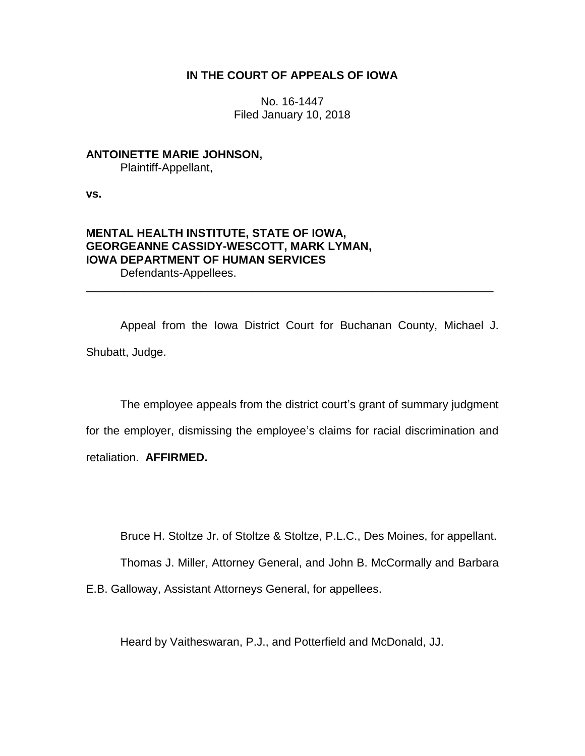**IN THE COURT OF APPEALS OF IOWA**

No. 16-1447
Filed January 10, 2018

**ANTOINETTE MARIE JOHNSON,**
Plaintiff-Appellant,

**vs.**

**MENTAL HEALTH INSTITUTE, STATE OF IOWA, GEORGEANNE CASSIDY-WESCOTT, MARK LYMAN, IOWA DEPARTMENT OF HUMAN SERVICES**
Defendants-Appellees.

---

Appeal from the Iowa District Court for Buchanan County, Michael J. Shubatt, Judge.

The employee appeals from the district court's grant of summary judgment for the employer, dismissing the employee's claims for racial discrimination and retaliation. **AFFIRMED.**

Bruce H. Stoltze Jr. of Stoltze & Stoltze, P.L.C., Des Moines, for appellant.

Thomas J. Miller, Attorney General, and John B. McCormally and Barbara E.B. Galloway, Assistant Attorneys General, for appellees.

Heard by Vaitheswaran, P.J., and Potterfield and McDonald, JJ.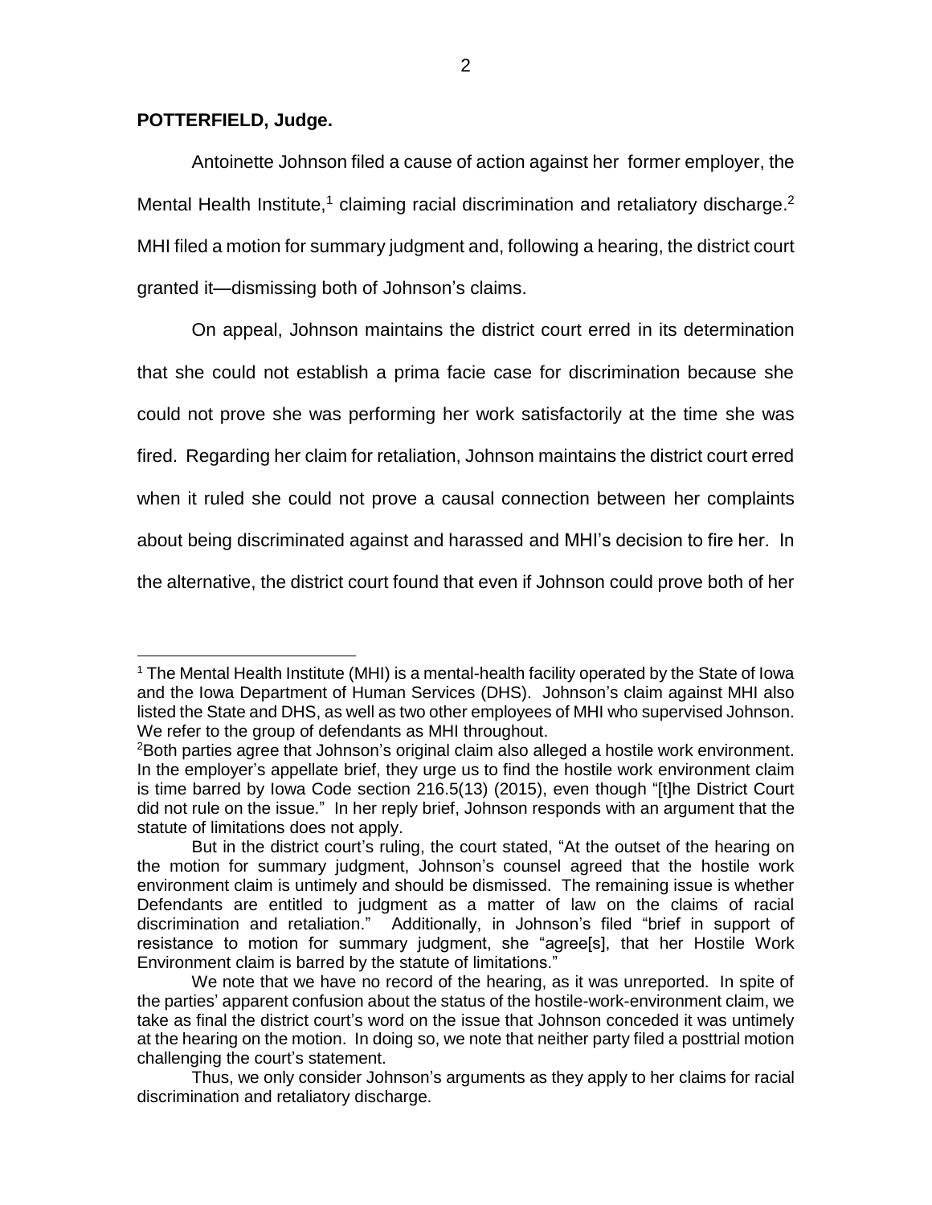**POTTERFIELD, Judge.**

Antoinette Johnson filed a cause of action against her former employer, the Mental Health Institute,[1] claiming racial discrimination and retaliatory discharge.[2] MHI filed a motion for summary judgment and, following a hearing, the district court granted it—dismissing both of Johnson's claims.

On appeal, Johnson maintains the district court erred in its determination that she could not establish a prima facie case for discrimination because she could not prove she was performing her work satisfactorily at the time she was fired. Regarding her claim for retaliation, Johnson maintains the district court erred when it ruled she could not prove a causal connection between her complaints about being discriminated against and harassed and MHI's decision to fire her. In the alternative, the district court found that even if Johnson could prove both of her

---

[1] The Mental Health Institute (MHI) is a mental-health facility operated by the State of Iowa and the Iowa Department of Human Services (DHS). Johnson's claim against MHI also listed the State and DHS, as well as two other employees of MHI who supervised Johnson. We refer to the group of defendants as MHI throughout.

[2] Both parties agree that Johnson's original claim also alleged a hostile work environment. In the employer's appellate brief, they urge us to find the hostile work environment claim is time barred by Iowa Code section 216.5(13) (2015), even though "[t]he District Court did not rule on the issue." In her reply brief, Johnson responds with an argument that the statute of limitations does not apply.

But in the district court's ruling, the court stated, "At the outset of the hearing on the motion for summary judgment, Johnson's counsel agreed that the hostile work environment claim is untimely and should be dismissed. The remaining issue is whether Defendants are entitled to judgment as a matter of law on the claims of racial discrimination and retaliation." Additionally, in Johnson's filed "brief in support of resistance to motion for summary judgment, she "agree[s], that her Hostile Work Environment claim is barred by the statute of limitations."

We note that we have no record of the hearing, as it was unreported. In spite of the parties' apparent confusion about the status of the hostile-work-environment claim, we take as final the district court's word on the issue that Johnson conceded it was untimely at the hearing on the motion. In doing so, we note that neither party filed a posttrial motion challenging the court's statement.

Thus, we only consider Johnson's arguments as they apply to her claims for racial discrimination and retaliatory discharge.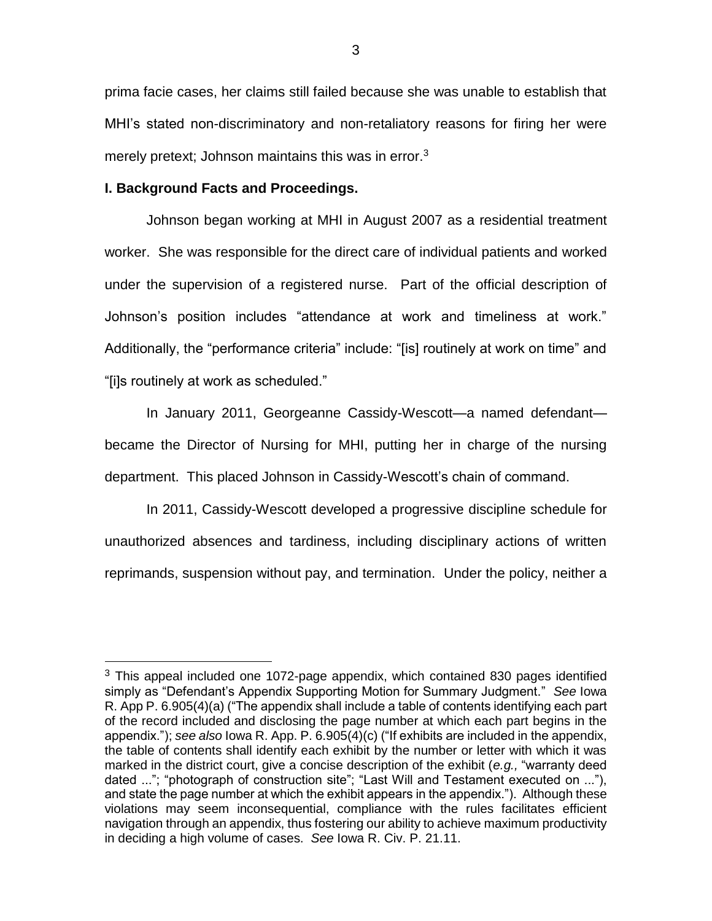prima facie cases, her claims still failed because she was unable to establish that MHI's stated non-discriminatory and non-retaliatory reasons for firing her were merely pretext; Johnson maintains this was in error.[3]

**I. Background Facts and Proceedings.**

Johnson began working at MHI in August 2007 as a residential treatment worker. She was responsible for the direct care of individual patients and worked under the supervision of a registered nurse. Part of the official description of Johnson's position includes "attendance at work and timeliness at work." Additionally, the "performance criteria" include: "[is] routinely at work on time" and "[i]s routinely at work as scheduled."

In January 2011, Georgeanne Cassidy-Wescott—a named defendant—became the Director of Nursing for MHI, putting her in charge of the nursing department. This placed Johnson in Cassidy-Wescott's chain of command.

In 2011, Cassidy-Wescott developed a progressive discipline schedule for unauthorized absences and tardiness, including disciplinary actions of written reprimands, suspension without pay, and termination. Under the policy, neither a

---

[3] This appeal included one 1072-page appendix, which contained 830 pages identified simply as "Defendant's Appendix Supporting Motion for Summary Judgment." *See* Iowa R. App P. 6.905(4)(a) ("The appendix shall include a table of contents identifying each part of the record included and disclosing the page number at which each part begins in the appendix."); *see also* Iowa R. App. P. 6.905(4)(c) ("If exhibits are included in the appendix, the table of contents shall identify each exhibit by the number or letter with which it was marked in the district court, give a concise description of the exhibit (*e.g.,* "warranty deed dated ..."; "photograph of construction site"; "Last Will and Testament executed on ..."), and state the page number at which the exhibit appears in the appendix."). Although these violations may seem inconsequential, compliance with the rules facilitates efficient navigation through an appendix, thus fostering our ability to achieve maximum productivity in deciding a high volume of cases. *See* Iowa R. Civ. P. 21.11.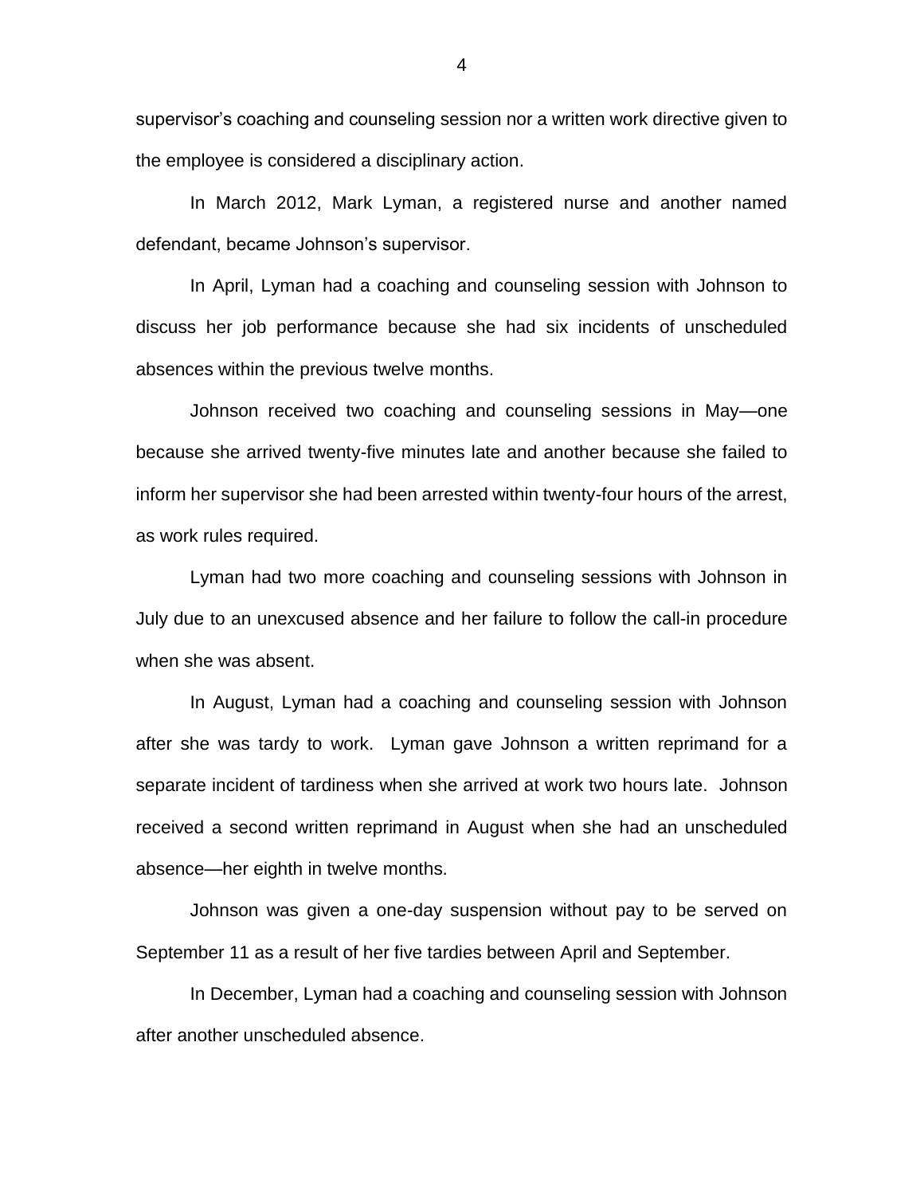supervisor's coaching and counseling session nor a written work directive given to the employee is considered a disciplinary action.

In March 2012, Mark Lyman, a registered nurse and another named defendant, became Johnson's supervisor.

In April, Lyman had a coaching and counseling session with Johnson to discuss her job performance because she had six incidents of unscheduled absences within the previous twelve months.

Johnson received two coaching and counseling sessions in May—one because she arrived twenty-five minutes late and another because she failed to inform her supervisor she had been arrested within twenty-four hours of the arrest, as work rules required.

Lyman had two more coaching and counseling sessions with Johnson in July due to an unexcused absence and her failure to follow the call-in procedure when she was absent.

In August, Lyman had a coaching and counseling session with Johnson after she was tardy to work. Lyman gave Johnson a written reprimand for a separate incident of tardiness when she arrived at work two hours late. Johnson received a second written reprimand in August when she had an unscheduled absence—her eighth in twelve months.

Johnson was given a one-day suspension without pay to be served on September 11 as a result of her five tardies between April and September.

In December, Lyman had a coaching and counseling session with Johnson after another unscheduled absence.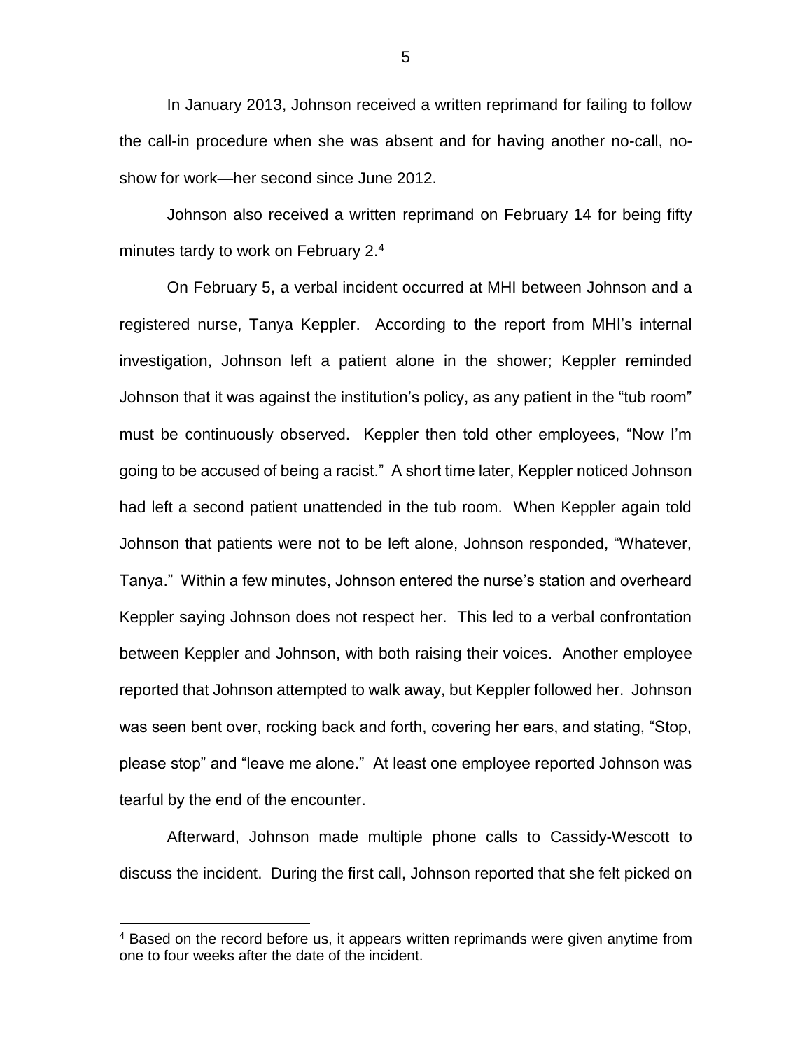In January 2013, Johnson received a written reprimand for failing to follow the call-in procedure when she was absent and for having another no-call, no-show for work—her second since June 2012.

Johnson also received a written reprimand on February 14 for being fifty minutes tardy to work on February 2.[4]

On February 5, a verbal incident occurred at MHI between Johnson and a registered nurse, Tanya Keppler. According to the report from MHI's internal investigation, Johnson left a patient alone in the shower; Keppler reminded Johnson that it was against the institution's policy, as any patient in the "tub room" must be continuously observed. Keppler then told other employees, "Now I'm going to be accused of being a racist." A short time later, Keppler noticed Johnson had left a second patient unattended in the tub room. When Keppler again told Johnson that patients were not to be left alone, Johnson responded, "Whatever, Tanya." Within a few minutes, Johnson entered the nurse's station and overheard Keppler saying Johnson does not respect her. This led to a verbal confrontation between Keppler and Johnson, with both raising their voices. Another employee reported that Johnson attempted to walk away, but Keppler followed her. Johnson was seen bent over, rocking back and forth, covering her ears, and stating, "Stop, please stop" and "leave me alone." At least one employee reported Johnson was tearful by the end of the encounter.

Afterward, Johnson made multiple phone calls to Cassidy-Wescott to discuss the incident. During the first call, Johnson reported that she felt picked on

[4] Based on the record before us, it appears written reprimands were given anytime from one to four weeks after the date of the incident.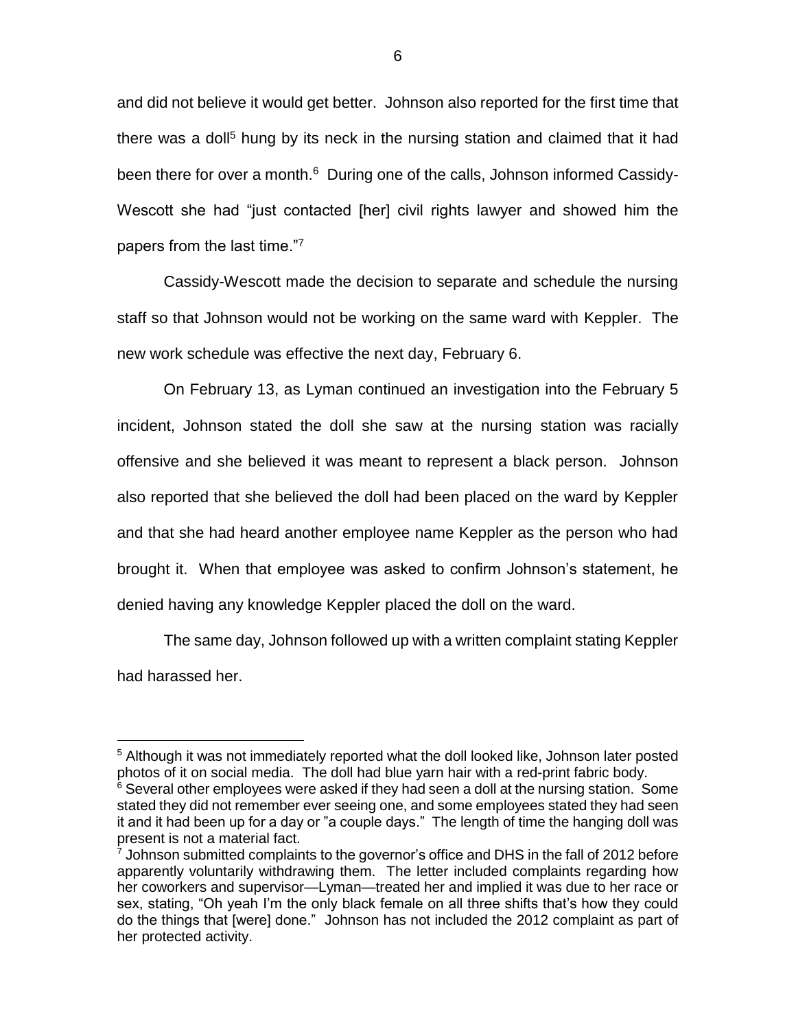and did not believe it would get better. Johnson also reported for the first time that there was a doll[5] hung by its neck in the nursing station and claimed that it had been there for over a month.[6] During one of the calls, Johnson informed Cassidy-Wescott she had "just contacted [her] civil rights lawyer and showed him the papers from the last time."[7]

Cassidy-Wescott made the decision to separate and schedule the nursing staff so that Johnson would not be working on the same ward with Keppler. The new work schedule was effective the next day, February 6.

On February 13, as Lyman continued an investigation into the February 5 incident, Johnson stated the doll she saw at the nursing station was racially offensive and she believed it was meant to represent a black person. Johnson also reported that she believed the doll had been placed on the ward by Keppler and that she had heard another employee name Keppler as the person who had brought it. When that employee was asked to confirm Johnson's statement, he denied having any knowledge Keppler placed the doll on the ward.

The same day, Johnson followed up with a written complaint stating Keppler had harassed her.

---

[5] Although it was not immediately reported what the doll looked like, Johnson later posted photos of it on social media. The doll had blue yarn hair with a red-print fabric body.

[6] Several other employees were asked if they had seen a doll at the nursing station. Some stated they did not remember ever seeing one, and some employees stated they had seen it and it had been up for a day or "a couple days." The length of time the hanging doll was present is not a material fact.

[7] Johnson submitted complaints to the governor's office and DHS in the fall of 2012 before apparently voluntarily withdrawing them. The letter included complaints regarding how her coworkers and supervisor—Lyman—treated her and implied it was due to her race or sex, stating, "Oh yeah I'm the only black female on all three shifts that's how they could do the things that [were] done." Johnson has not included the 2012 complaint as part of her protected activity.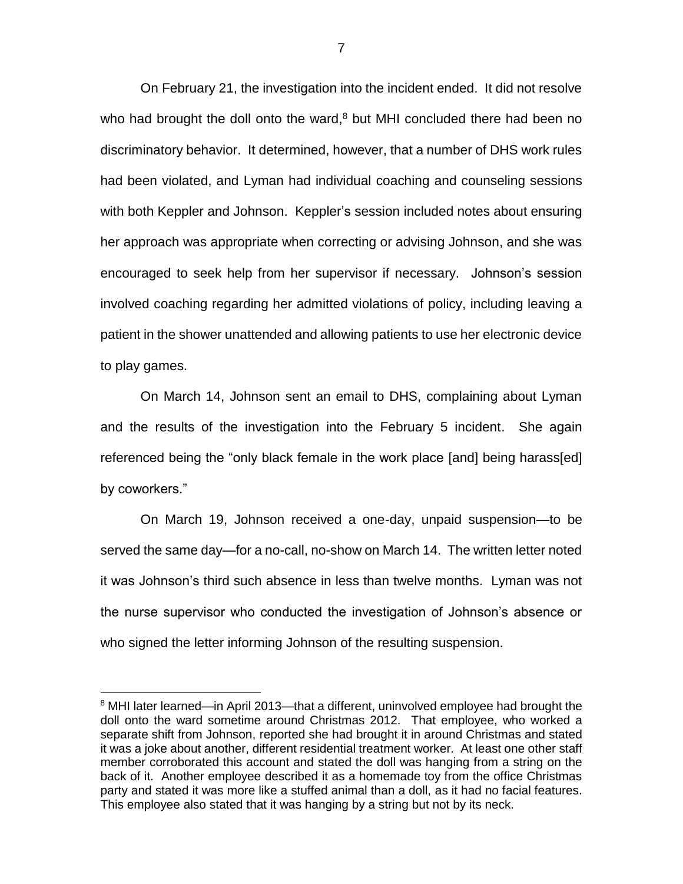On February 21, the investigation into the incident ended. It did not resolve who had brought the doll onto the ward,[8] but MHI concluded there had been no discriminatory behavior. It determined, however, that a number of DHS work rules had been violated, and Lyman had individual coaching and counseling sessions with both Keppler and Johnson. Keppler's session included notes about ensuring her approach was appropriate when correcting or advising Johnson, and she was encouraged to seek help from her supervisor if necessary. Johnson's session involved coaching regarding her admitted violations of policy, including leaving a patient in the shower unattended and allowing patients to use her electronic device to play games.

On March 14, Johnson sent an email to DHS, complaining about Lyman and the results of the investigation into the February 5 incident. She again referenced being the "only black female in the work place [and] being harass[ed] by coworkers."

On March 19, Johnson received a one-day, unpaid suspension—to be served the same day—for a no-call, no-show on March 14. The written letter noted it was Johnson's third such absence in less than twelve months. Lyman was not the nurse supervisor who conducted the investigation of Johnson's absence or who signed the letter informing Johnson of the resulting suspension.

[8] MHI later learned—in April 2013—that a different, uninvolved employee had brought the doll onto the ward sometime around Christmas 2012. That employee, who worked a separate shift from Johnson, reported she had brought it in around Christmas and stated it was a joke about another, different residential treatment worker. At least one other staff member corroborated this account and stated the doll was hanging from a string on the back of it. Another employee described it as a homemade toy from the office Christmas party and stated it was more like a stuffed animal than a doll, as it had no facial features. This employee also stated that it was hanging by a string but not by its neck.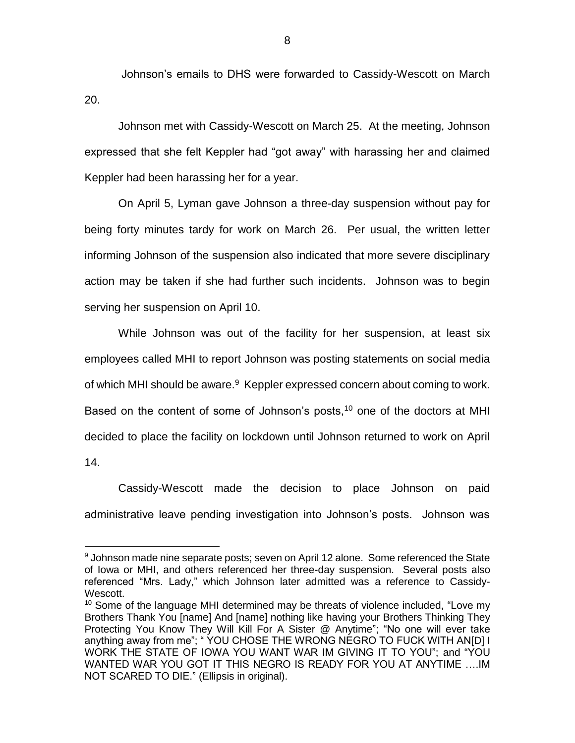Johnson's emails to DHS were forwarded to Cassidy-Wescott on March 20.

Johnson met with Cassidy-Wescott on March 25. At the meeting, Johnson expressed that she felt Keppler had "got away" with harassing her and claimed Keppler had been harassing her for a year.

On April 5, Lyman gave Johnson a three-day suspension without pay for being forty minutes tardy for work on March 26. Per usual, the written letter informing Johnson of the suspension also indicated that more severe disciplinary action may be taken if she had further such incidents. Johnson was to begin serving her suspension on April 10.

While Johnson was out of the facility for her suspension, at least six employees called MHI to report Johnson was posting statements on social media of which MHI should be aware.[9] Keppler expressed concern about coming to work. Based on the content of some of Johnson's posts,[10] one of the doctors at MHI decided to place the facility on lockdown until Johnson returned to work on April 14.

Cassidy-Wescott made the decision to place Johnson on paid administrative leave pending investigation into Johnson's posts. Johnson was

---

[9] Johnson made nine separate posts; seven on April 12 alone. Some referenced the State of Iowa or MHI, and others referenced her three-day suspension. Several posts also referenced "Mrs. Lady," which Johnson later admitted was a reference to Cassidy-Wescott.

[10] Some of the language MHI determined may be threats of violence included, "Love my Brothers Thank You [name] And [name] nothing like having your Brothers Thinking They Protecting You Know They Will Kill For A Sister @ Anytime"; "No one will ever take anything away from me"; " YOU CHOSE THE WRONG NEGRO TO FUCK WITH AN[D] I WORK THE STATE OF IOWA YOU WANT WAR IM GIVING IT TO YOU"; and "YOU WANTED WAR YOU GOT IT THIS NEGRO IS READY FOR YOU AT ANYTIME ….IM NOT SCARED TO DIE." (Ellipsis in original).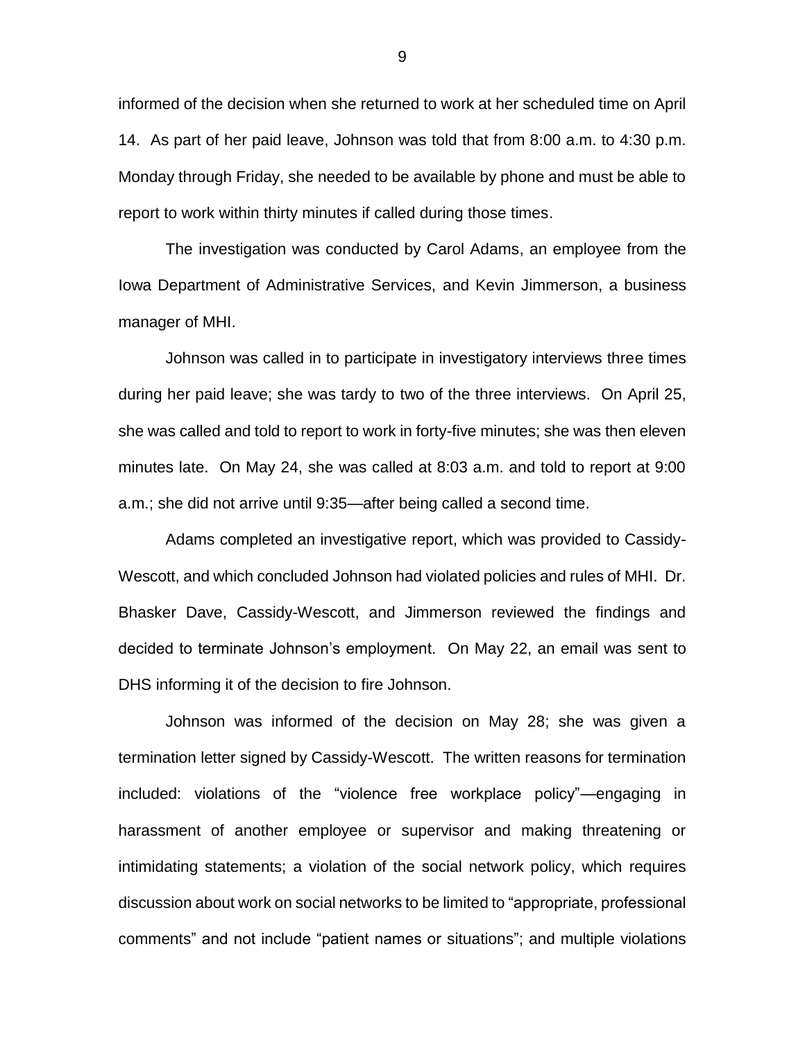informed of the decision when she returned to work at her scheduled time on April 14. As part of her paid leave, Johnson was told that from 8:00 a.m. to 4:30 p.m. Monday through Friday, she needed to be available by phone and must be able to report to work within thirty minutes if called during those times.

The investigation was conducted by Carol Adams, an employee from the Iowa Department of Administrative Services, and Kevin Jimmerson, a business manager of MHI.

Johnson was called in to participate in investigatory interviews three times during her paid leave; she was tardy to two of the three interviews. On April 25, she was called and told to report to work in forty-five minutes; she was then eleven minutes late. On May 24, she was called at 8:03 a.m. and told to report at 9:00 a.m.; she did not arrive until 9:35—after being called a second time.

Adams completed an investigative report, which was provided to Cassidy-Wescott, and which concluded Johnson had violated policies and rules of MHI. Dr. Bhasker Dave, Cassidy-Wescott, and Jimmerson reviewed the findings and decided to terminate Johnson's employment. On May 22, an email was sent to DHS informing it of the decision to fire Johnson.

Johnson was informed of the decision on May 28; she was given a termination letter signed by Cassidy-Wescott. The written reasons for termination included: violations of the "violence free workplace policy"—engaging in harassment of another employee or supervisor and making threatening or intimidating statements; a violation of the social network policy, which requires discussion about work on social networks to be limited to "appropriate, professional comments" and not include "patient names or situations"; and multiple violations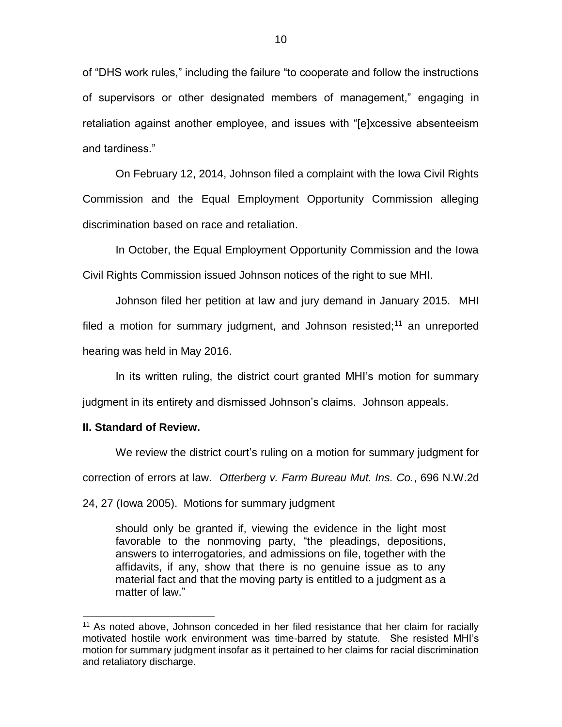of "DHS work rules," including the failure "to cooperate and follow the instructions of supervisors or other designated members of management," engaging in retaliation against another employee, and issues with "[e]xcessive absenteeism and tardiness."

On February 12, 2014, Johnson filed a complaint with the Iowa Civil Rights Commission and the Equal Employment Opportunity Commission alleging discrimination based on race and retaliation.

In October, the Equal Employment Opportunity Commission and the Iowa Civil Rights Commission issued Johnson notices of the right to sue MHI.

Johnson filed her petition at law and jury demand in January 2015. MHI filed a motion for summary judgment, and Johnson resisted;[11] an unreported hearing was held in May 2016.

In its written ruling, the district court granted MHI's motion for summary judgment in its entirety and dismissed Johnson's claims. Johnson appeals.

**II. Standard of Review.**

We review the district court's ruling on a motion for summary judgment for correction of errors at law. *Otterberg v. Farm Bureau Mut. Ins. Co.*, 696 N.W.2d 24, 27 (Iowa 2005). Motions for summary judgment

> should only be granted if, viewing the evidence in the light most favorable to the nonmoving party, "the pleadings, depositions, answers to interrogatories, and admissions on file, together with the affidavits, if any, show that there is no genuine issue as to any material fact and that the moving party is entitled to a judgment as a matter of law."

---

[11] As noted above, Johnson conceded in her filed resistance that her claim for racially motivated hostile work environment was time-barred by statute. She resisted MHI's motion for summary judgment insofar as it pertained to her claims for racial discrimination and retaliatory discharge.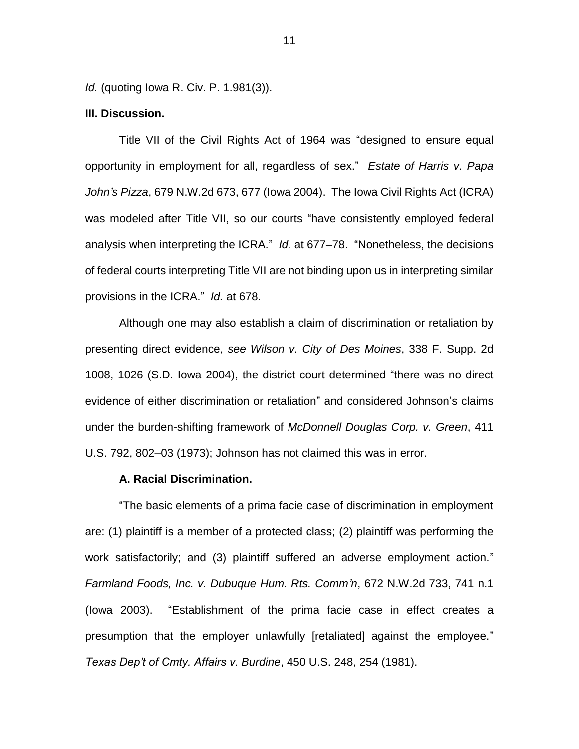*Id.* (quoting Iowa R. Civ. P. 1.981(3)).

**III. Discussion.**

Title VII of the Civil Rights Act of 1964 was "designed to ensure equal opportunity in employment for all, regardless of sex." *Estate of Harris v. Papa John's Pizza*, 679 N.W.2d 673, 677 (Iowa 2004). The Iowa Civil Rights Act (ICRA) was modeled after Title VII, so our courts "have consistently employed federal analysis when interpreting the ICRA." *Id.* at 677–78. "Nonetheless, the decisions of federal courts interpreting Title VII are not binding upon us in interpreting similar provisions in the ICRA." *Id.* at 678.

Although one may also establish a claim of discrimination or retaliation by presenting direct evidence, *see Wilson v. City of Des Moines*, 338 F. Supp. 2d 1008, 1026 (S.D. Iowa 2004), the district court determined "there was no direct evidence of either discrimination or retaliation" and considered Johnson's claims under the burden-shifting framework of *McDonnell Douglas Corp. v. Green*, 411 U.S. 792, 802–03 (1973); Johnson has not claimed this was in error.

**A. Racial Discrimination.**

"The basic elements of a prima facie case of discrimination in employment are: (1) plaintiff is a member of a protected class; (2) plaintiff was performing the work satisfactorily; and (3) plaintiff suffered an adverse employment action." *Farmland Foods, Inc. v. Dubuque Hum. Rts. Comm'n*, 672 N.W.2d 733, 741 n.1 (Iowa 2003). "Establishment of the prima facie case in effect creates a presumption that the employer unlawfully [retaliated] against the employee." *Texas Dep't of Cmty. Affairs v. Burdine*, 450 U.S. 248, 254 (1981).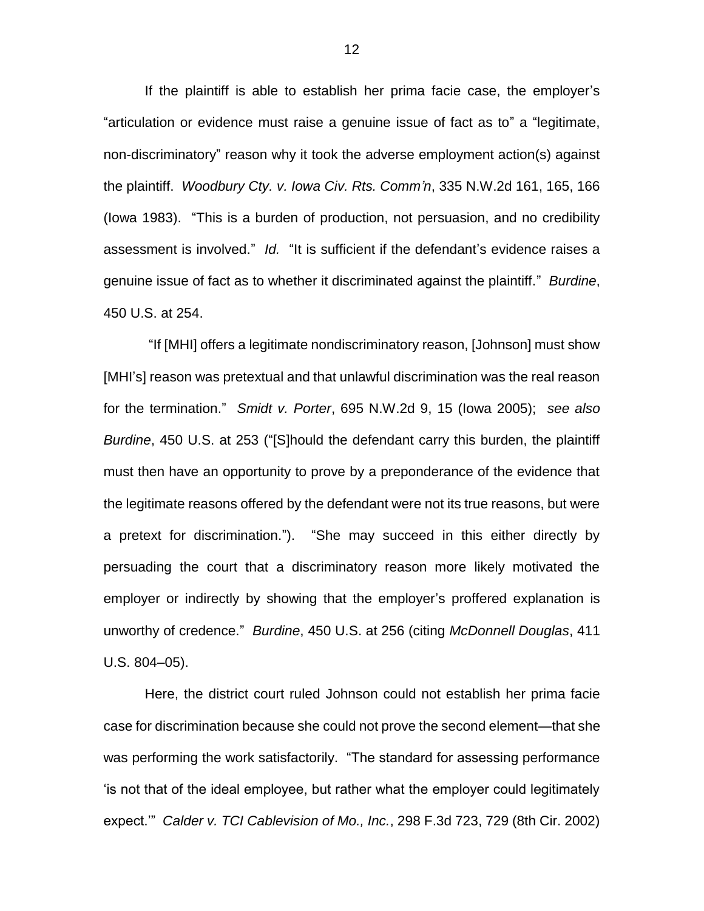If the plaintiff is able to establish her prima facie case, the employer's "articulation or evidence must raise a genuine issue of fact as to" a "legitimate, non-discriminatory" reason why it took the adverse employment action(s) against the plaintiff. *Woodbury Cty. v. Iowa Civ. Rts. Comm'n*, 335 N.W.2d 161, 165, 166 (Iowa 1983). "This is a burden of production, not persuasion, and no credibility assessment is involved." *Id.* "It is sufficient if the defendant's evidence raises a genuine issue of fact as to whether it discriminated against the plaintiff." *Burdine*, 450 U.S. at 254.

"If [MHI] offers a legitimate nondiscriminatory reason, [Johnson] must show [MHI's] reason was pretextual and that unlawful discrimination was the real reason for the termination." *Smidt v. Porter*, 695 N.W.2d 9, 15 (Iowa 2005); *see also Burdine*, 450 U.S. at 253 ("[S]hould the defendant carry this burden, the plaintiff must then have an opportunity to prove by a preponderance of the evidence that the legitimate reasons offered by the defendant were not its true reasons, but were a pretext for discrimination."). "She may succeed in this either directly by persuading the court that a discriminatory reason more likely motivated the employer or indirectly by showing that the employer's proffered explanation is unworthy of credence." *Burdine*, 450 U.S. at 256 (citing *McDonnell Douglas*, 411 U.S. 804–05).

Here, the district court ruled Johnson could not establish her prima facie case for discrimination because she could not prove the second element—that she was performing the work satisfactorily. "The standard for assessing performance 'is not that of the ideal employee, but rather what the employer could legitimately expect.'" *Calder v. TCI Cablevision of Mo., Inc.*, 298 F.3d 723, 729 (8th Cir. 2002)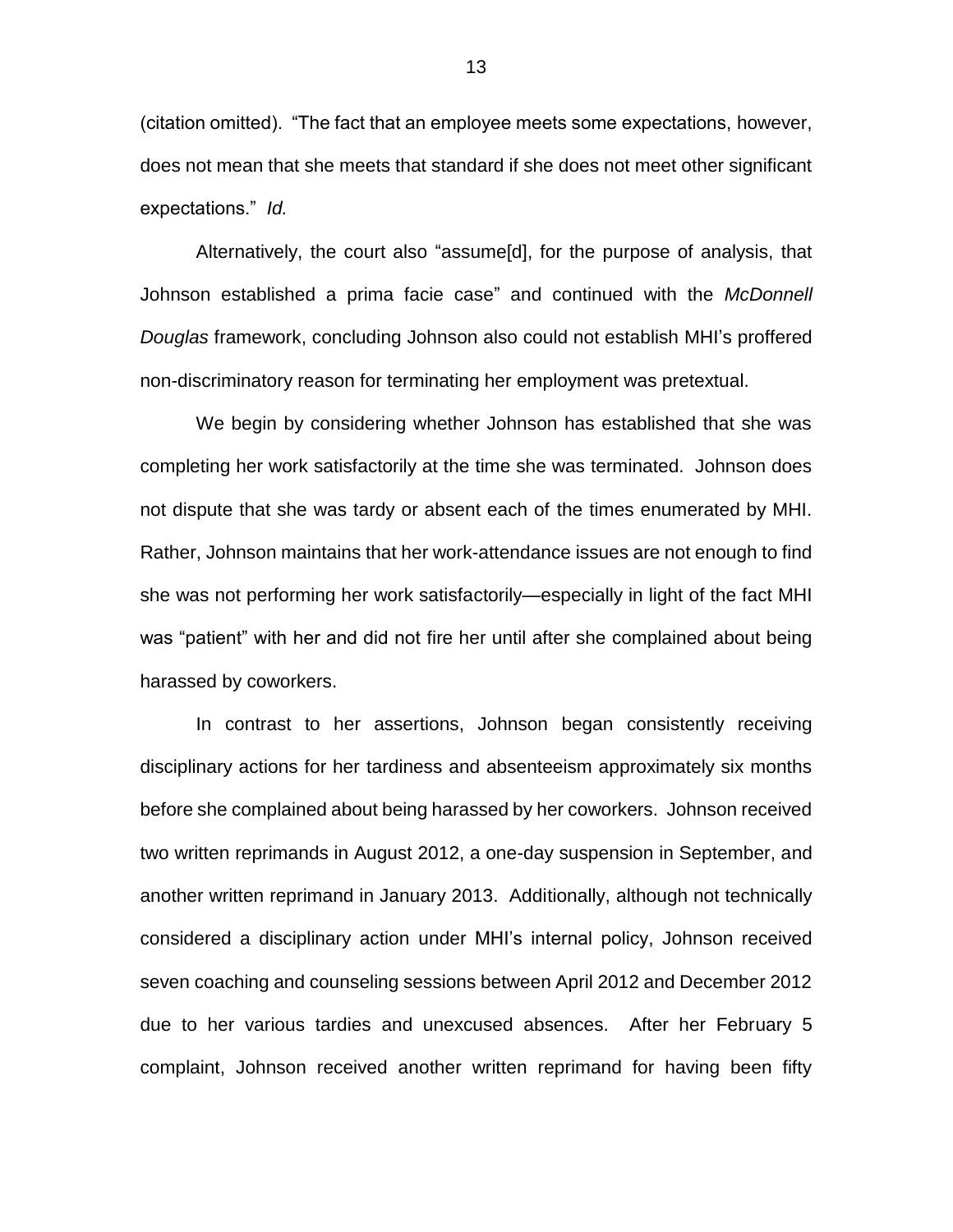(citation omitted). "The fact that an employee meets some expectations, however, does not mean that she meets that standard if she does not meet other significant expectations." *Id.*

Alternatively, the court also "assume[d], for the purpose of analysis, that Johnson established a prima facie case" and continued with the *McDonnell Douglas* framework, concluding Johnson also could not establish MHI's proffered non-discriminatory reason for terminating her employment was pretextual.

We begin by considering whether Johnson has established that she was completing her work satisfactorily at the time she was terminated. Johnson does not dispute that she was tardy or absent each of the times enumerated by MHI. Rather, Johnson maintains that her work-attendance issues are not enough to find she was not performing her work satisfactorily—especially in light of the fact MHI was "patient" with her and did not fire her until after she complained about being harassed by coworkers.

In contrast to her assertions, Johnson began consistently receiving disciplinary actions for her tardiness and absenteeism approximately six months before she complained about being harassed by her coworkers. Johnson received two written reprimands in August 2012, a one-day suspension in September, and another written reprimand in January 2013. Additionally, although not technically considered a disciplinary action under MHI's internal policy, Johnson received seven coaching and counseling sessions between April 2012 and December 2012 due to her various tardies and unexcused absences. After her February 5 complaint, Johnson received another written reprimand for having been fifty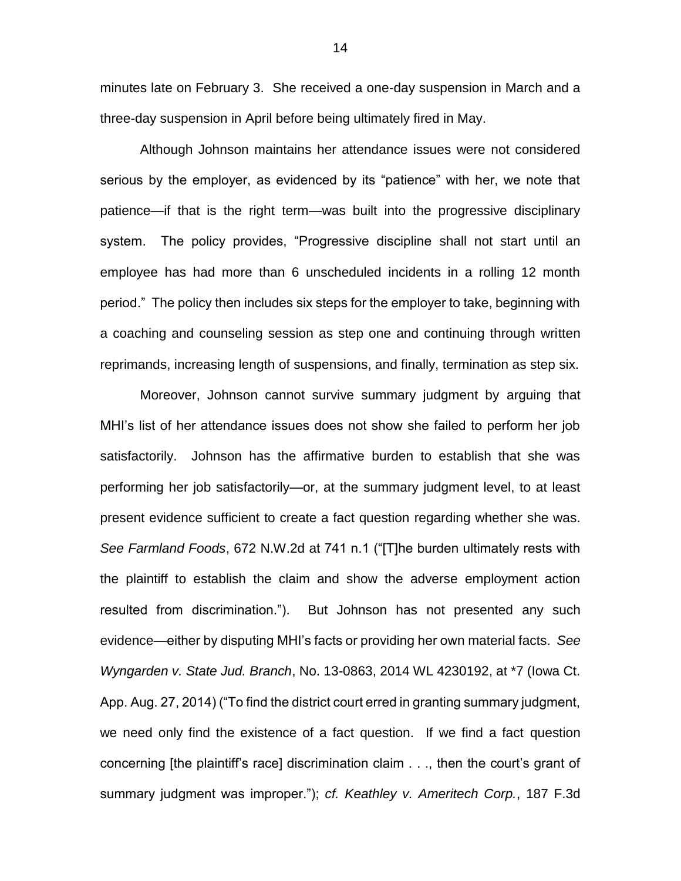minutes late on February 3. She received a one-day suspension in March and a three-day suspension in April before being ultimately fired in May.

Although Johnson maintains her attendance issues were not considered serious by the employer, as evidenced by its "patience" with her, we note that patience—if that is the right term—was built into the progressive disciplinary system. The policy provides, "Progressive discipline shall not start until an employee has had more than 6 unscheduled incidents in a rolling 12 month period." The policy then includes six steps for the employer to take, beginning with a coaching and counseling session as step one and continuing through written reprimands, increasing length of suspensions, and finally, termination as step six.

Moreover, Johnson cannot survive summary judgment by arguing that MHI's list of her attendance issues does not show she failed to perform her job satisfactorily. Johnson has the affirmative burden to establish that she was performing her job satisfactorily—or, at the summary judgment level, to at least present evidence sufficient to create a fact question regarding whether she was. *See Farmland Foods*, 672 N.W.2d at 741 n.1 ("[T]he burden ultimately rests with the plaintiff to establish the claim and show the adverse employment action resulted from discrimination."). But Johnson has not presented any such evidence—either by disputing MHI's facts or providing her own material facts. *See Wyngarden v. State Jud. Branch*, No. 13-0863, 2014 WL 4230192, at *7 (Iowa Ct. App. Aug. 27, 2014) ("To find the district court erred in granting summary judgment, we need only find the existence of a fact question. If we find a fact question concerning [the plaintiff's race] discrimination claim . . ., then the court's grant of summary judgment was improper."); *cf. Keathley v. Ameritech Corp.*, 187 F.3d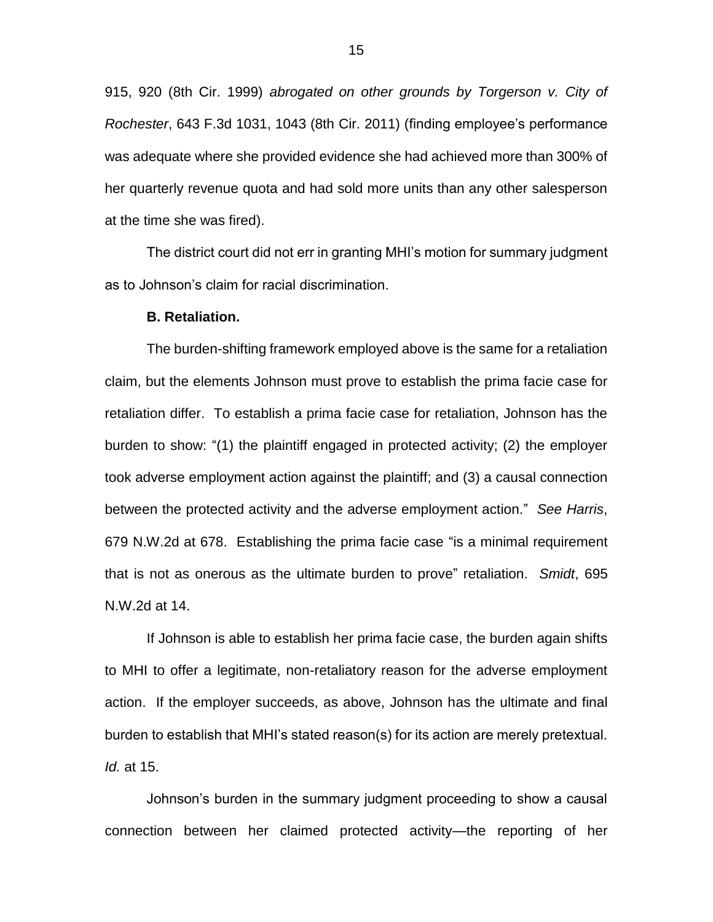915, 920 (8th Cir. 1999) *abrogated on other grounds by Torgerson v. City of Rochester*, 643 F.3d 1031, 1043 (8th Cir. 2011) (finding employee's performance was adequate where she provided evidence she had achieved more than 300% of her quarterly revenue quota and had sold more units than any other salesperson at the time she was fired).

The district court did not err in granting MHI's motion for summary judgment as to Johnson's claim for racial discrimination.

**B. Retaliation.**

The burden-shifting framework employed above is the same for a retaliation claim, but the elements Johnson must prove to establish the prima facie case for retaliation differ. To establish a prima facie case for retaliation, Johnson has the burden to show: "(1) the plaintiff engaged in protected activity; (2) the employer took adverse employment action against the plaintiff; and (3) a causal connection between the protected activity and the adverse employment action." *See Harris*, 679 N.W.2d at 678. Establishing the prima facie case "is a minimal requirement that is not as onerous as the ultimate burden to prove" retaliation. *Smidt*, 695 N.W.2d at 14.

If Johnson is able to establish her prima facie case, the burden again shifts to MHI to offer a legitimate, non-retaliatory reason for the adverse employment action. If the employer succeeds, as above, Johnson has the ultimate and final burden to establish that MHI's stated reason(s) for its action are merely pretextual. *Id.* at 15.

Johnson's burden in the summary judgment proceeding to show a causal connection between her claimed protected activity—the reporting of her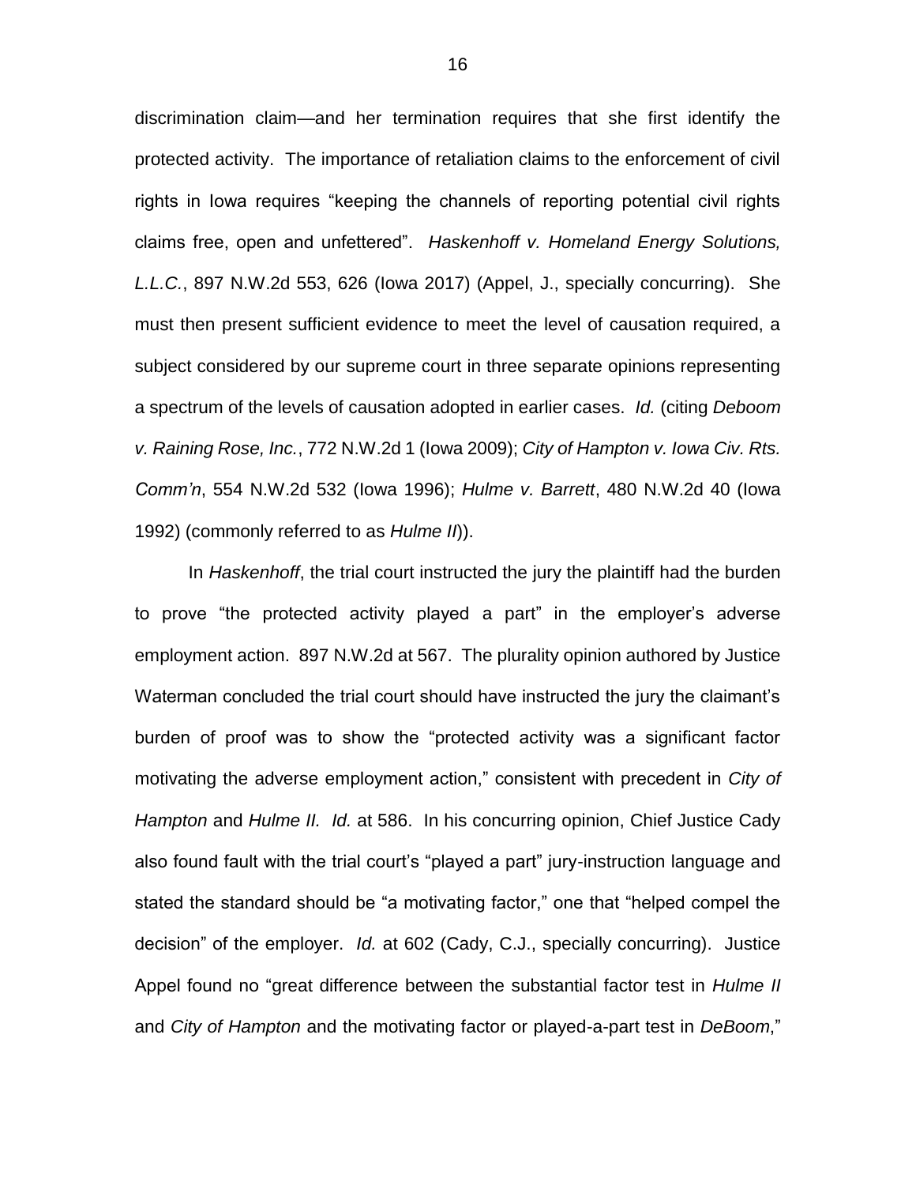discrimination claim—and her termination requires that she first identify the protected activity. The importance of retaliation claims to the enforcement of civil rights in Iowa requires "keeping the channels of reporting potential civil rights claims free, open and unfettered". *Haskenhoff v. Homeland Energy Solutions, L.L.C.*, 897 N.W.2d 553, 626 (Iowa 2017) (Appel, J., specially concurring). She must then present sufficient evidence to meet the level of causation required, a subject considered by our supreme court in three separate opinions representing a spectrum of the levels of causation adopted in earlier cases. *Id.* (citing *Deboom v. Raining Rose, Inc.*, 772 N.W.2d 1 (Iowa 2009); *City of Hampton v. Iowa Civ. Rts. Comm'n*, 554 N.W.2d 532 (Iowa 1996); *Hulme v. Barrett*, 480 N.W.2d 40 (Iowa 1992) (commonly referred to as *Hulme II*)).

In *Haskenhoff*, the trial court instructed the jury the plaintiff had the burden to prove "the protected activity played a part" in the employer's adverse employment action. 897 N.W.2d at 567. The plurality opinion authored by Justice Waterman concluded the trial court should have instructed the jury the claimant's burden of proof was to show the "protected activity was a significant factor motivating the adverse employment action," consistent with precedent in *City of Hampton* and *Hulme II*. *Id.* at 586. In his concurring opinion, Chief Justice Cady also found fault with the trial court's "played a part" jury-instruction language and stated the standard should be "a motivating factor," one that "helped compel the decision" of the employer. *Id.* at 602 (Cady, C.J., specially concurring). Justice Appel found no "great difference between the substantial factor test in *Hulme II* and *City of Hampton* and the motivating factor or played-a-part test in *DeBoom*,"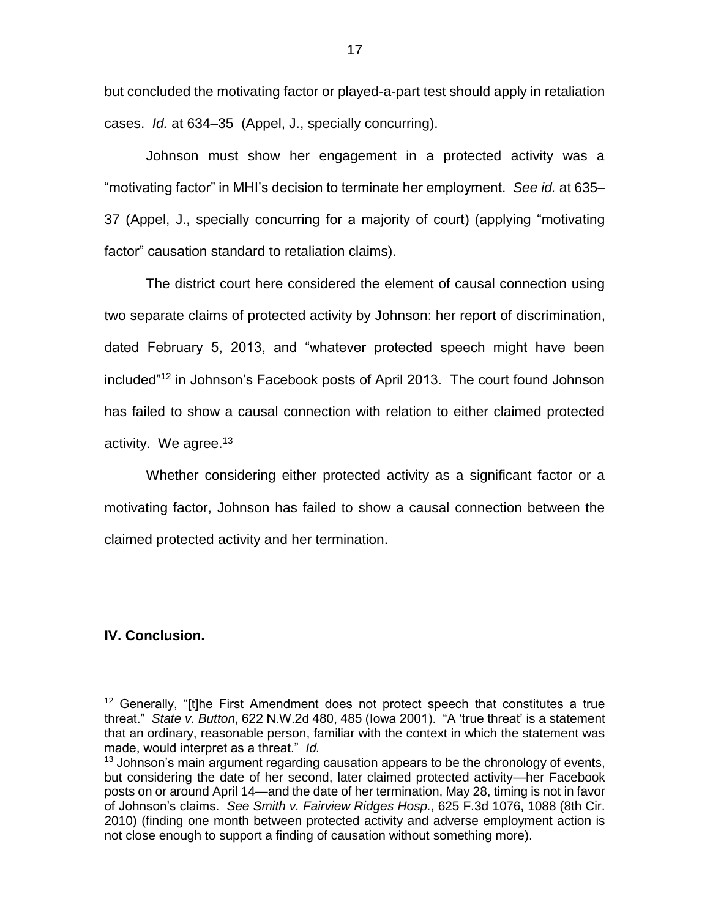but concluded the motivating factor or played-a-part test should apply in retaliation cases. *Id.* at 634–35 (Appel, J., specially concurring).

Johnson must show her engagement in a protected activity was a "motivating factor" in MHI's decision to terminate her employment. *See id.* at 635–37 (Appel, J., specially concurring for a majority of court) (applying "motivating factor" causation standard to retaliation claims).

The district court here considered the element of causal connection using two separate claims of protected activity by Johnson: her report of discrimination, dated February 5, 2013, and "whatever protected speech might have been included"[12] in Johnson's Facebook posts of April 2013. The court found Johnson has failed to show a causal connection with relation to either claimed protected activity. We agree.[13]

Whether considering either protected activity as a significant factor or a motivating factor, Johnson has failed to show a causal connection between the claimed protected activity and her termination.

**IV. Conclusion.**

---

[12] Generally, "[t]he First Amendment does not protect speech that constitutes a true threat." *State v. Button*, 622 N.W.2d 480, 485 (Iowa 2001). "A 'true threat' is a statement that an ordinary, reasonable person, familiar with the context in which the statement was made, would interpret as a threat." *Id.*

[13] Johnson's main argument regarding causation appears to be the chronology of events, but considering the date of her second, later claimed protected activity—her Facebook posts on or around April 14—and the date of her termination, May 28, timing is not in favor of Johnson's claims. *See Smith v. Fairview Ridges Hosp.*, 625 F.3d 1076, 1088 (8th Cir. 2010) (finding one month between protected activity and adverse employment action is not close enough to support a finding of causation without something more).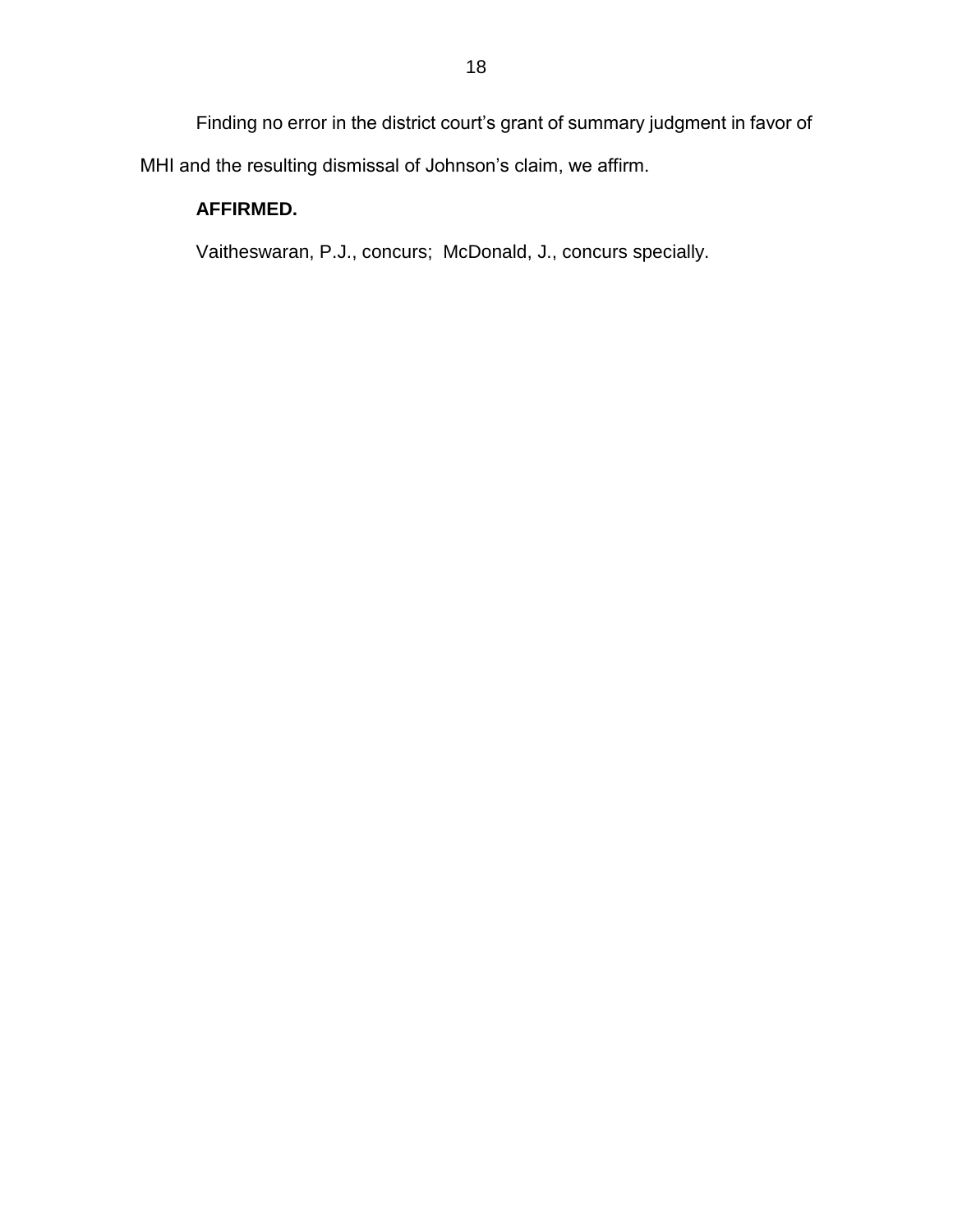Finding no error in the district court's grant of summary judgment in favor of MHI and the resulting dismissal of Johnson's claim, we affirm.

**AFFIRMED.**

Vaitheswaran, P.J., concurs; McDonald, J., concurs specially.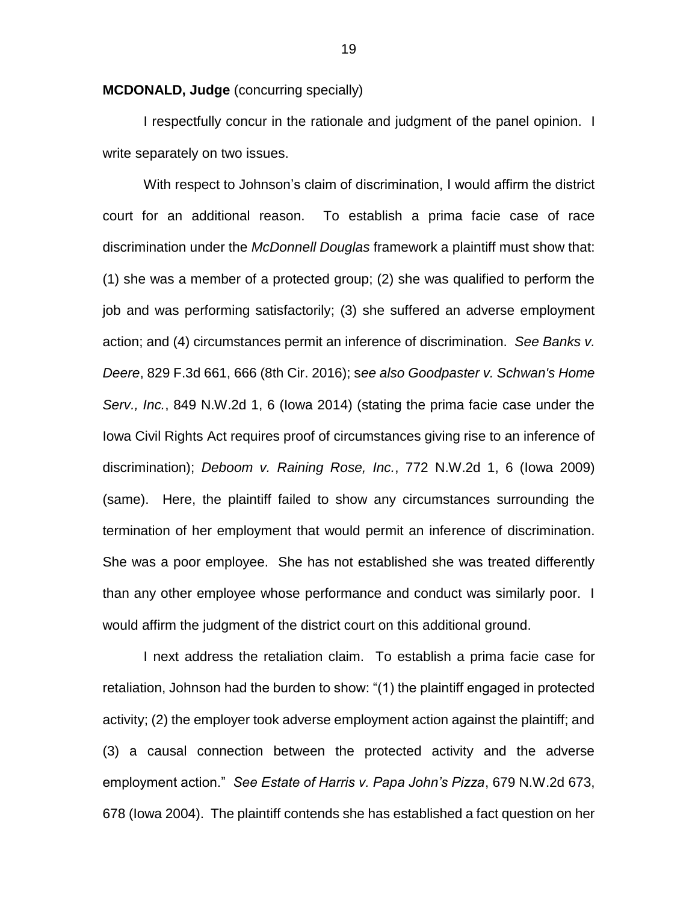**MCDONALD, Judge** (concurring specially)

I respectfully concur in the rationale and judgment of the panel opinion. I write separately on two issues.

With respect to Johnson's claim of discrimination, I would affirm the district court for an additional reason. To establish a prima facie case of race discrimination under the *McDonnell Douglas* framework a plaintiff must show that: (1) she was a member of a protected group; (2) she was qualified to perform the job and was performing satisfactorily; (3) she suffered an adverse employment action; and (4) circumstances permit an inference of discrimination. *See Banks v. Deere*, 829 F.3d 661, 666 (8th Cir. 2016); s*ee also Goodpaster v. Schwan's Home Serv., Inc.*, 849 N.W.2d 1, 6 (Iowa 2014) (stating the prima facie case under the Iowa Civil Rights Act requires proof of circumstances giving rise to an inference of discrimination); *Deboom v. Raining Rose, Inc.*, 772 N.W.2d 1, 6 (Iowa 2009) (same). Here, the plaintiff failed to show any circumstances surrounding the termination of her employment that would permit an inference of discrimination. She was a poor employee. She has not established she was treated differently than any other employee whose performance and conduct was similarly poor. I would affirm the judgment of the district court on this additional ground.

I next address the retaliation claim. To establish a prima facie case for retaliation, Johnson had the burden to show: "(1) the plaintiff engaged in protected activity; (2) the employer took adverse employment action against the plaintiff; and (3) a causal connection between the protected activity and the adverse employment action." *See Estate of Harris v. Papa John's Pizza*, 679 N.W.2d 673, 678 (Iowa 2004). The plaintiff contends she has established a fact question on her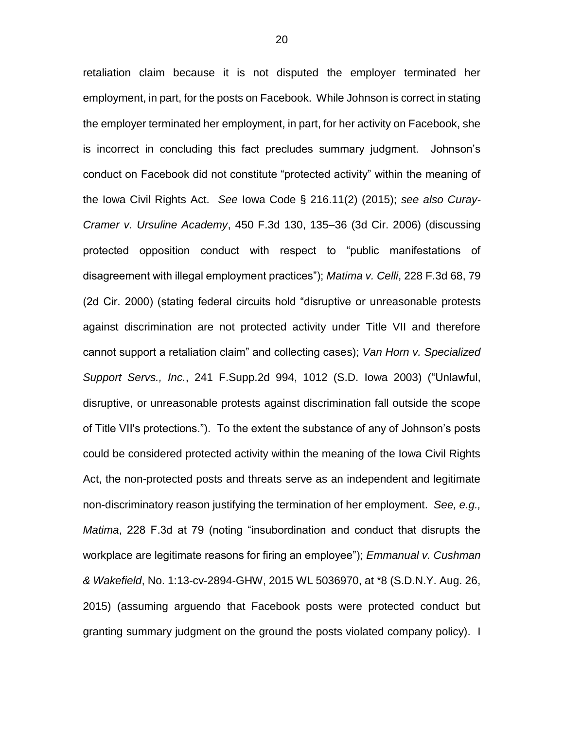retaliation claim because it is not disputed the employer terminated her employment, in part, for the posts on Facebook. While Johnson is correct in stating the employer terminated her employment, in part, for her activity on Facebook, she is incorrect in concluding this fact precludes summary judgment. Johnson's conduct on Facebook did not constitute "protected activity" within the meaning of the Iowa Civil Rights Act. *See* Iowa Code § 216.11(2) (2015); *see also Curay-Cramer v. Ursuline Academy*, 450 F.3d 130, 135–36 (3d Cir. 2006) (discussing protected opposition conduct with respect to "public manifestations of disagreement with illegal employment practices"); *Matima v. Celli*, 228 F.3d 68, 79 (2d Cir. 2000) (stating federal circuits hold "disruptive or unreasonable protests against discrimination are not protected activity under Title VII and therefore cannot support a retaliation claim" and collecting cases); *Van Horn v. Specialized Support Servs., Inc.*, 241 F.Supp.2d 994, 1012 (S.D. Iowa 2003) ("Unlawful, disruptive, or unreasonable protests against discrimination fall outside the scope of Title VII's protections."). To the extent the substance of any of Johnson's posts could be considered protected activity within the meaning of the Iowa Civil Rights Act, the non-protected posts and threats serve as an independent and legitimate non-discriminatory reason justifying the termination of her employment. *See, e.g., Matima*, 228 F.3d at 79 (noting "insubordination and conduct that disrupts the workplace are legitimate reasons for firing an employee"); *Emmanual v. Cushman & Wakefield*, No. 1:13-cv-2894-GHW, 2015 WL 5036970, at *8 (S.D.N.Y. Aug. 26, 2015) (assuming arguendo that Facebook posts were protected conduct but granting summary judgment on the ground the posts violated company policy). I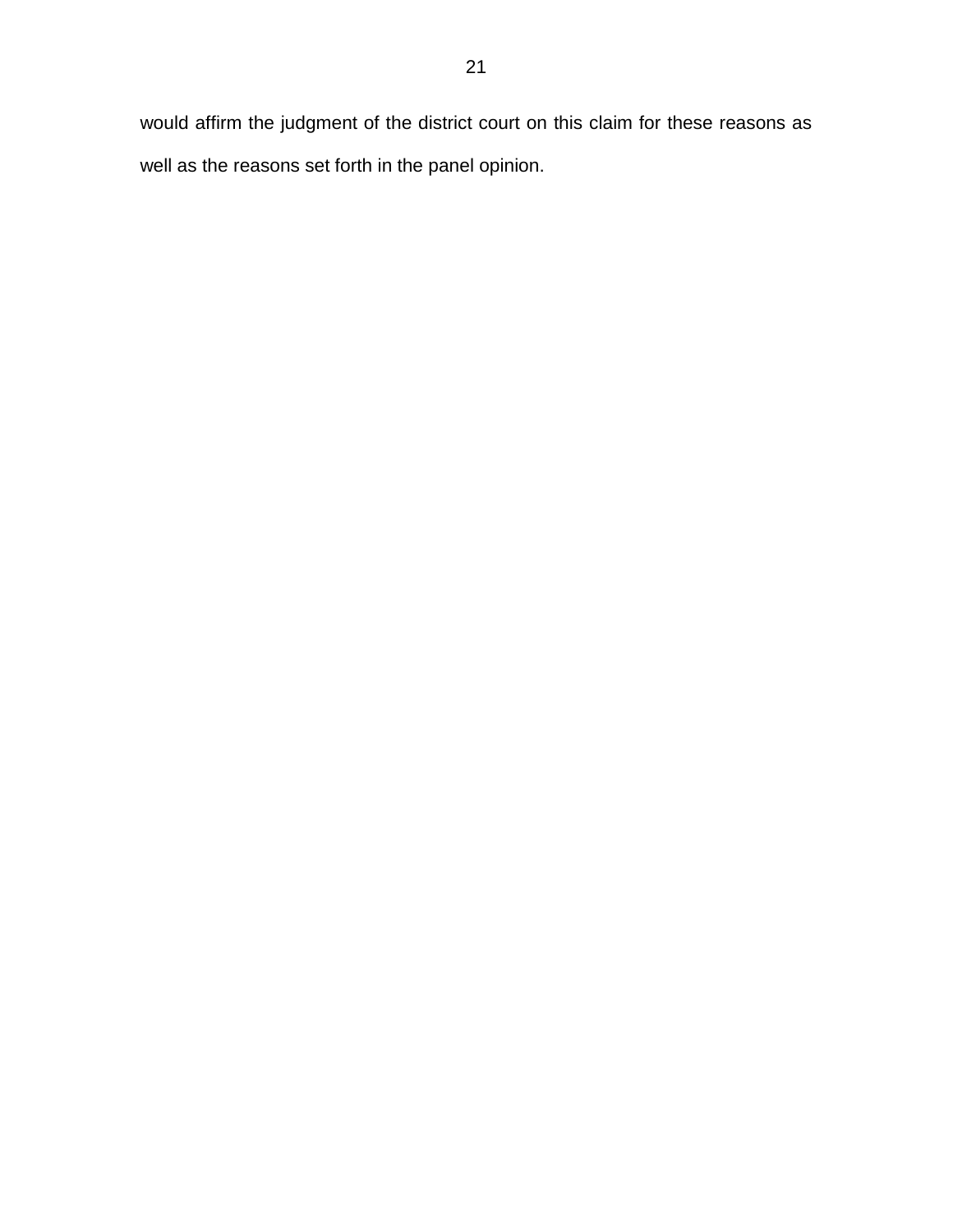would affirm the judgment of the district court on this claim for these reasons as well as the reasons set forth in the panel opinion.